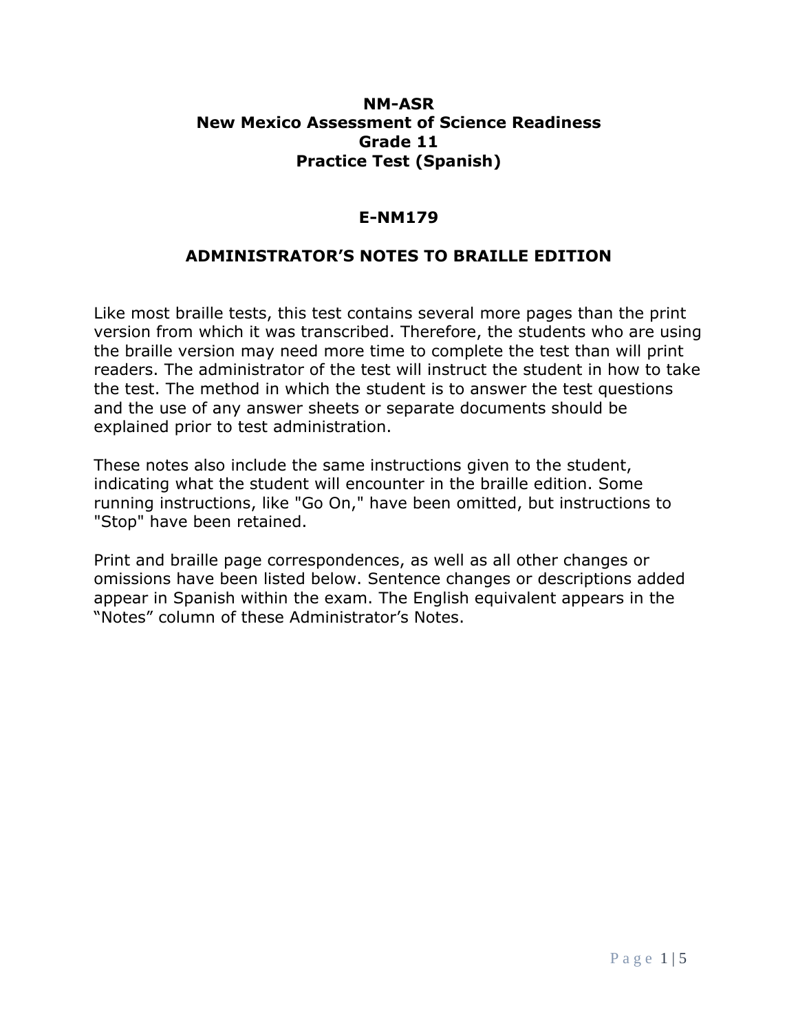# NM-ASR
# New Mexico Assessment of Science Readiness
# Grade 11
# Practice Test (Spanish)

## E-NM179

## ADMINISTRATOR'S NOTES TO BRAILLE EDITION

Like most braille tests, this test contains several more pages than the print version from which it was transcribed. Therefore, the students who are using the braille version may need more time to complete the test than will print readers. The administrator of the test will instruct the student in how to take the test. The method in which the student is to answer the test questions and the use of any answer sheets or separate documents should be explained prior to test administration.

These notes also include the same instructions given to the student, indicating what the student will encounter in the braille edition. Some running instructions, like "Go On," have been omitted, but instructions to "Stop" have been retained.

Print and braille page correspondences, as well as all other changes or omissions have been listed below. Sentence changes or descriptions added appear in Spanish within the exam. The English equivalent appears in the "Notes" column of these Administrator's Notes.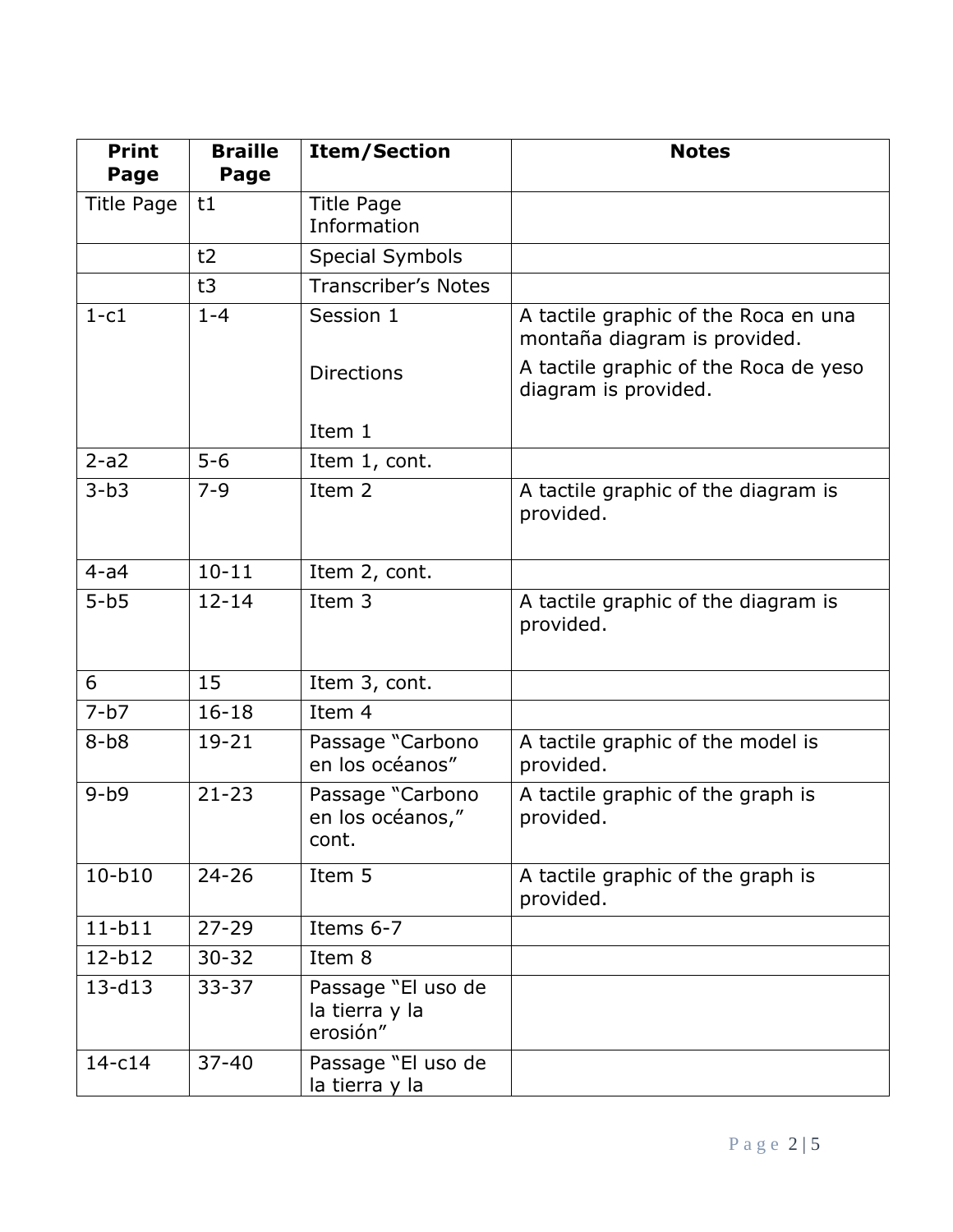| Print Page | Braille Page | Item/Section | Notes |
| --- | --- | --- | --- |
| Title Page | t1 | Title Page Information | |
| | t2 | Special Symbols | |
| | t3 | Transcriber's Notes | |
| 1-c1 | 1-4 | Session 1<br><br>Directions<br><br>Item 1 | A tactile graphic of the Roca en una montaña diagram is provided.<br>A tactile graphic of the Roca de yeso diagram is provided. |
| 2-a2 | 5-6 | Item 1, cont. | |
| 3-b3 | 7-9 | Item 2 | A tactile graphic of the diagram is provided. |
| 4-a4 | 10-11 | Item 2, cont. | |
| 5-b5 | 12-14 | Item 3 | A tactile graphic of the diagram is provided. |
| 6 | 15 | Item 3, cont. | |
| 7-b7 | 16-18 | Item 4 | |
| 8-b8 | 19-21 | Passage "Carbono en los océanos" | A tactile graphic of the model is provided. |
| 9-b9 | 21-23 | Passage "Carbono en los océanos," cont. | A tactile graphic of the graph is provided. |
| 10-b10 | 24-26 | Item 5 | A tactile graphic of the graph is provided. |
| 11-b11 | 27-29 | Items 6-7 | |
| 12-b12 | 30-32 | Item 8 | |
| 13-d13 | 33-37 | Passage "El uso de la tierra y la erosión" | |
| 14-c14 | 37-40 | Passage "El uso de la tierra y la | |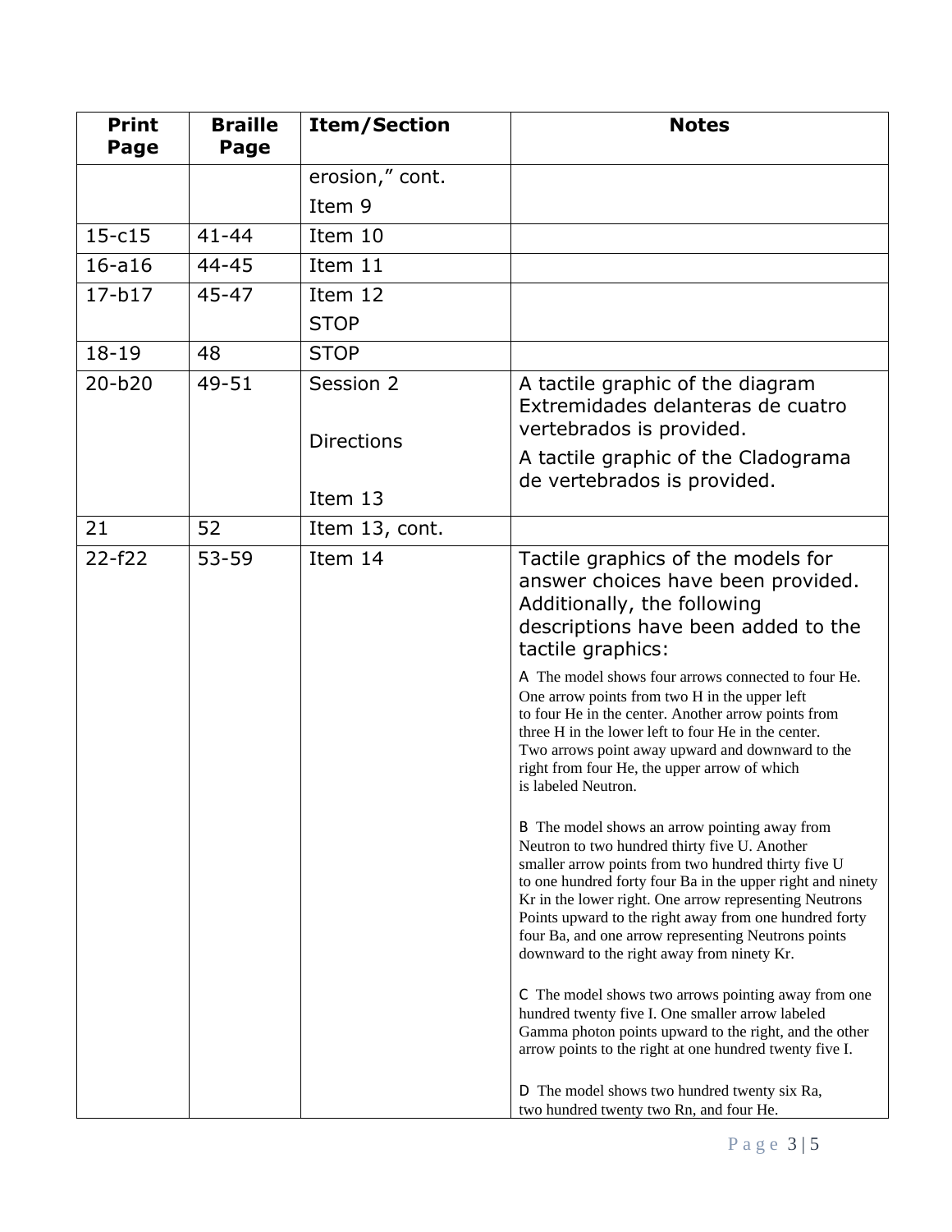| Print Page | Braille Page | Item/Section | Notes |
| --- | --- | --- | --- |
| | | erosion," cont.<br>Item 9 | |
| 15-c15 | 41-44 | Item 10 | |
| 16-a16 | 44-45 | Item 11 | |
| 17-b17 | 45-47 | Item 12<br>STOP | |
| 18-19 | 48 | STOP | |
| 20-b20 | 49-51 | Session 2<br><br>Directions<br><br>Item 13 | A tactile graphic of the diagram Extremidades delanteras de cuatro vertebrados is provided.<br>A tactile graphic of the Cladograma de vertebrados is provided. |
| 21 | 52 | Item 13, cont. | |
| 22-f22 | 53-59 | Item 14 | Tactile graphics of the models for answer choices have been provided. Additionally, the following descriptions have been added to the tactile graphics:<br>A The model shows four arrows connected to four He. One arrow points from two H in the upper left to four He in the center. Another arrow points from three H in the lower left to four He in the center. Two arrows point away upward and downward to the right from four He, the upper arrow of which is labeled Neutron.<br><br>B The model shows an arrow pointing away from Neutron to two hundred thirty five U. Another smaller arrow points from two hundred thirty five U to one hundred forty four Ba in the upper right and ninety Kr in the lower right. One arrow representing Neutrons Points upward to the right away from one hundred forty four Ba, and one arrow representing Neutrons points downward to the right away from ninety Kr.<br><br>C The model shows two arrows pointing away from one hundred twenty five I. One smaller arrow labeled Gamma photon points upward to the right, and the other arrow points to the right at one hundred twenty five I.<br><br>D The model shows two hundred twenty six Ra, two hundred twenty two Rn, and four He. |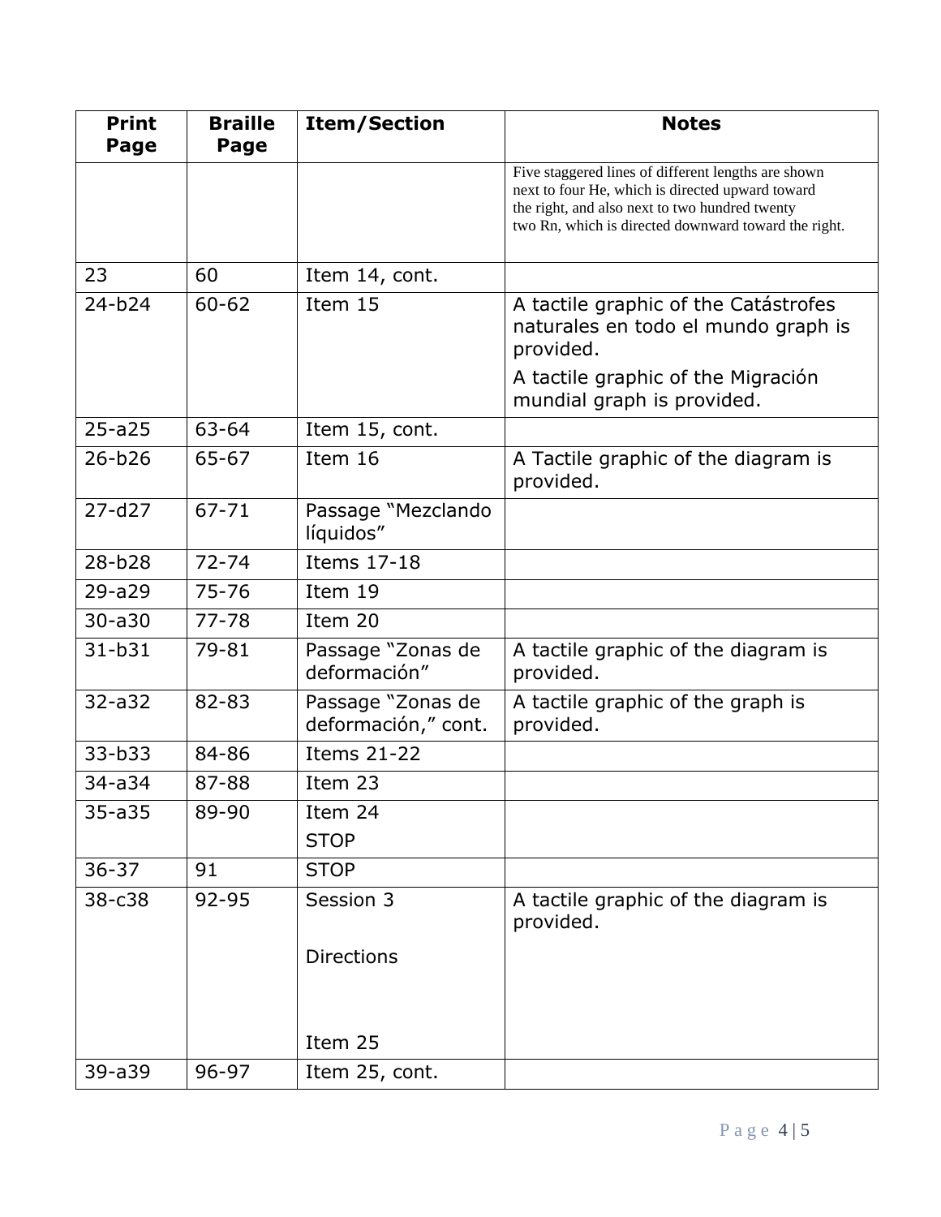| Print Page | Braille Page | Item/Section | Notes |
|---|---|---|---|
| | | | Five staggered lines of different lengths are shown next to four He, which is directed upward toward the right, and also next to two hundred twenty two Rn, which is directed downward toward the right. |
| 23 | 60 | Item 14, cont. | |
| 24-b24 | 60-62 | Item 15 | A tactile graphic of the Catástrofes naturales en todo el mundo graph is provided.<br>A tactile graphic of the Migración mundial graph is provided. |
| 25-a25 | 63-64 | Item 15, cont. | |
| 26-b26 | 65-67 | Item 16 | A Tactile graphic of the diagram is provided. |
| 27-d27 | 67-71 | Passage "Mezclando líquidos" | |
| 28-b28 | 72-74 | Items 17-18 | |
| 29-a29 | 75-76 | Item 19 | |
| 30-a30 | 77-78 | Item 20 | |
| 31-b31 | 79-81 | Passage "Zonas de deformación" | A tactile graphic of the diagram is provided. |
| 32-a32 | 82-83 | Passage "Zonas de deformación," cont. | A tactile graphic of the graph is provided. |
| 33-b33 | 84-86 | Items 21-22 | |
| 34-a34 | 87-88 | Item 23 | |
| 35-a35 | 89-90 | Item 24<br>STOP | |
| 36-37 | 91 | STOP | |
| 38-c38 | 92-95 | Session 3<br><br>Directions<br><br>Item 25 | A tactile graphic of the diagram is provided. |
| 39-a39 | 96-97 | Item 25, cont. | |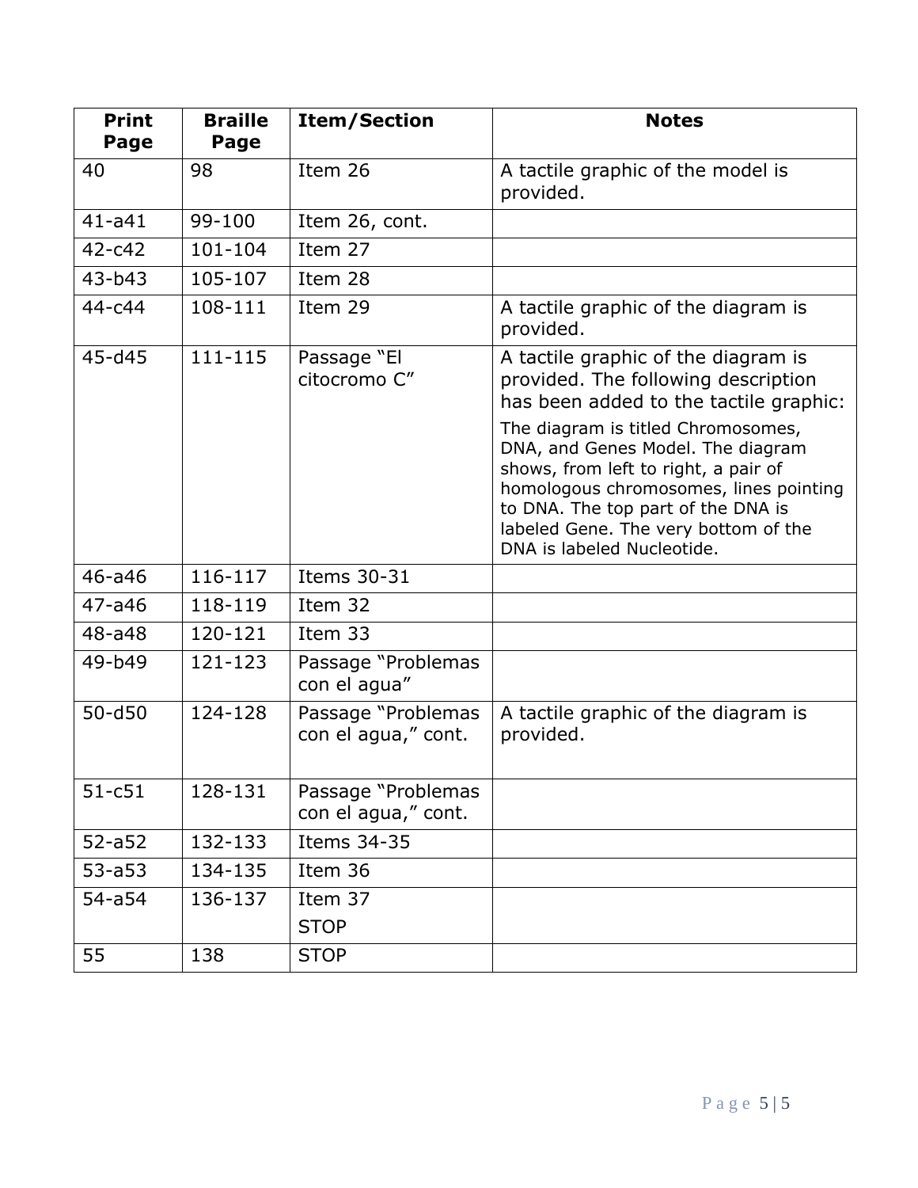| Print Page | Braille Page | Item/Section | Notes |
|---|---|---|---|
| 40 | 98 | Item 26 | A tactile graphic of the model is provided. |
| 41-a41 | 99-100 | Item 26, cont. | |
| 42-c42 | 101-104 | Item 27 | |
| 43-b43 | 105-107 | Item 28 | |
| 44-c44 | 108-111 | Item 29 | A tactile graphic of the diagram is provided. |
| 45-d45 | 111-115 | Passage "El citocromo C" | A tactile graphic of the diagram is provided. The following description has been added to the tactile graphic: The diagram is titled Chromosomes, DNA, and Genes Model. The diagram shows, from left to right, a pair of homologous chromosomes, lines pointing to DNA. The top part of the DNA is labeled Gene. The very bottom of the DNA is labeled Nucleotide. |
| 46-a46 | 116-117 | Items 30-31 | |
| 47-a46 | 118-119 | Item 32 | |
| 48-a48 | 120-121 | Item 33 | |
| 49-b49 | 121-123 | Passage "Problemas con el agua" | |
| 50-d50 | 124-128 | Passage "Problemas con el agua," cont. | A tactile graphic of the diagram is provided. |
| 51-c51 | 128-131 | Passage "Problemas con el agua," cont. | |
| 52-a52 | 132-133 | Items 34-35 | |
| 53-a53 | 134-135 | Item 36 | |
| 54-a54 | 136-137 | Item 37 STOP | |
| 55 | 138 | STOP | |